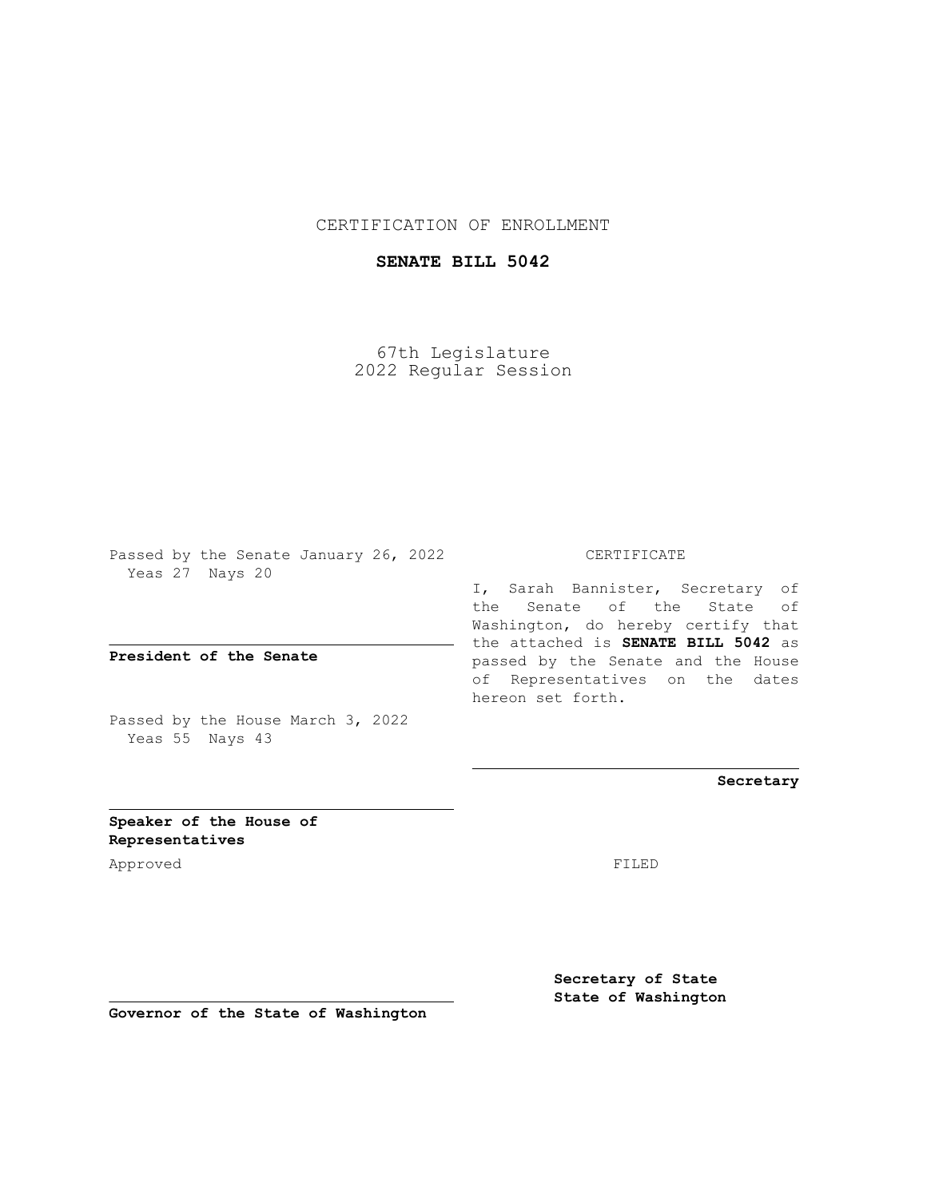CERTIFICATION OF ENROLLMENT

**SENATE BILL 5042**

67th Legislature
2022 Regular Session

Passed by the Senate January 26, 2022
Yeas 27 Nays 20

**President of the Senate**

Passed by the House March 3, 2022
Yeas 55 Nays 43

**Speaker of the House of Representatives**

Approved

**Governor of the State of Washington**

CERTIFICATE

I, Sarah Bannister, Secretary of the Senate of the State of Washington, do hereby certify that the attached is **SENATE BILL 5042** as passed by the Senate and the House of Representatives on the dates hereon set forth.

**Secretary**

FILED

**Secretary of State**
**State of Washington**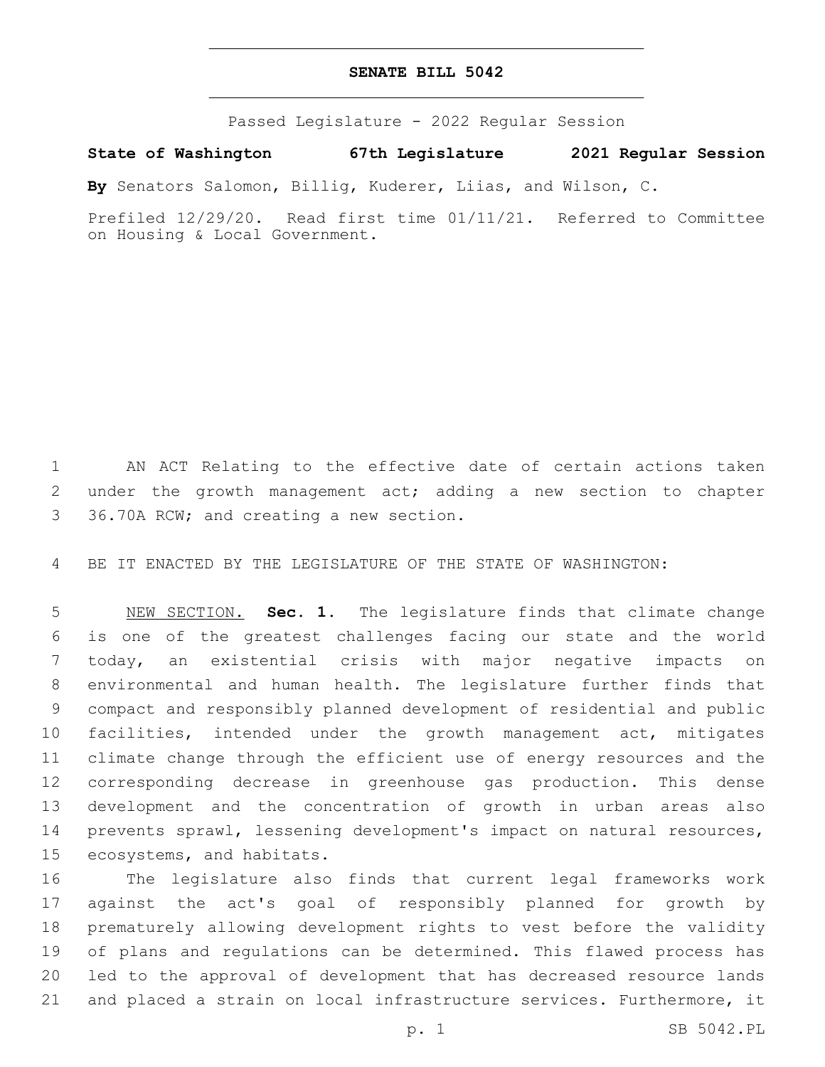**SENATE BILL 5042**

Passed Legislature - 2022 Regular Session

**State of Washington 67th Legislature 2021 Regular Session**

**By** Senators Salomon, Billig, Kuderer, Liias, and Wilson, C.

Prefiled 12/29/20. Read first time 01/11/21. Referred to Committee on Housing & Local Government.

AN ACT Relating to the effective date of certain actions taken under the growth management act; adding a new section to chapter 36.70A RCW; and creating a new section.

BE IT ENACTED BY THE LEGISLATURE OF THE STATE OF WASHINGTON:

NEW SECTION. **Sec. 1.** The legislature finds that climate change is one of the greatest challenges facing our state and the world today, an existential crisis with major negative impacts on environmental and human health. The legislature further finds that compact and responsibly planned development of residential and public facilities, intended under the growth management act, mitigates climate change through the efficient use of energy resources and the corresponding decrease in greenhouse gas production. This dense development and the concentration of growth in urban areas also prevents sprawl, lessening development's impact on natural resources, ecosystems, and habitats.

The legislature also finds that current legal frameworks work against the act's goal of responsibly planned for growth by prematurely allowing development rights to vest before the validity of plans and regulations can be determined. This flawed process has led to the approval of development that has decreased resource lands and placed a strain on local infrastructure services. Furthermore, it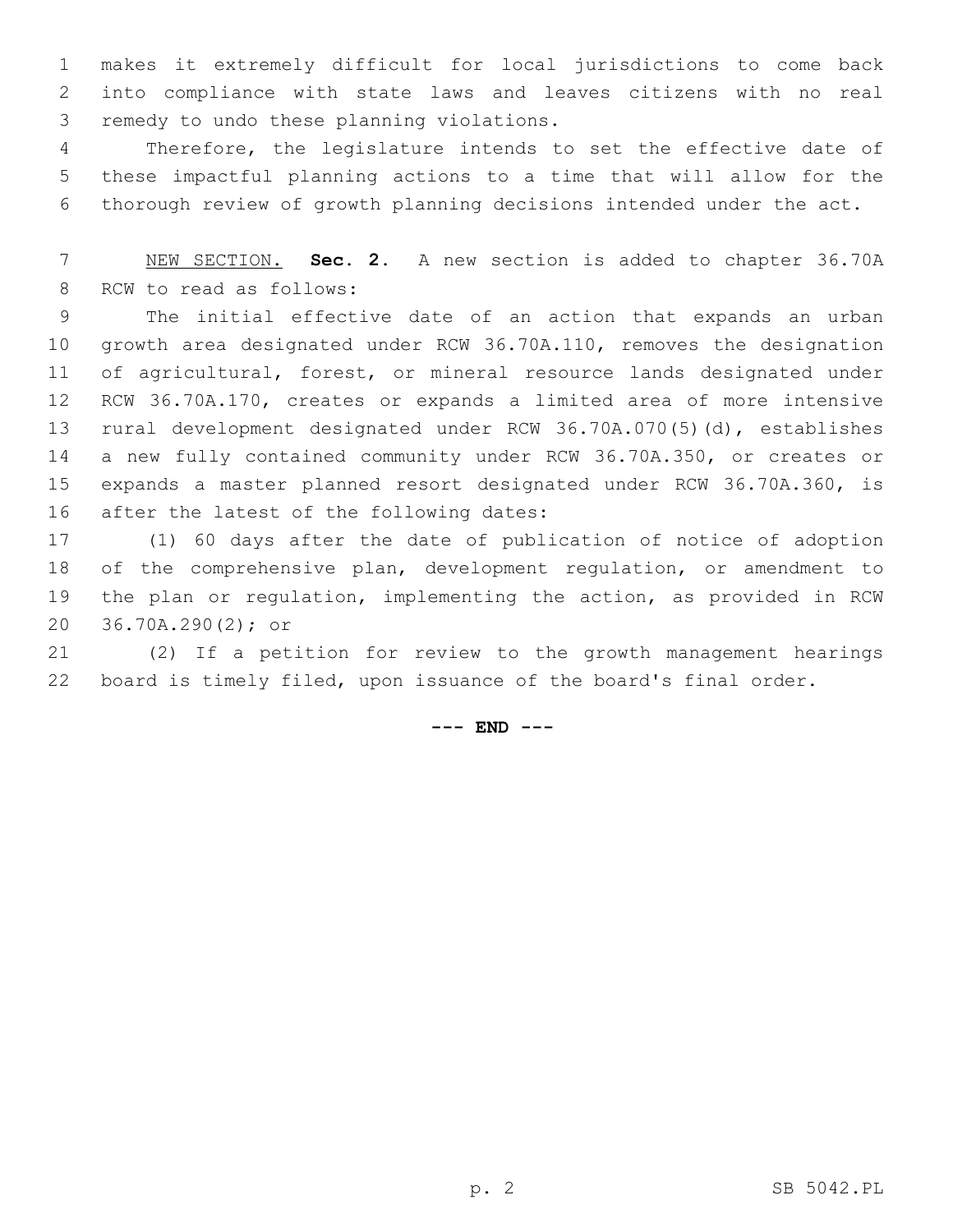makes it extremely difficult for local jurisdictions to come back into compliance with state laws and leaves citizens with no real remedy to undo these planning violations.

Therefore, the legislature intends to set the effective date of these impactful planning actions to a time that will allow for the thorough review of growth planning decisions intended under the act.

NEW SECTION. **Sec. 2.** A new section is added to chapter 36.70A RCW to read as follows:

The initial effective date of an action that expands an urban growth area designated under RCW 36.70A.110, removes the designation of agricultural, forest, or mineral resource lands designated under RCW 36.70A.170, creates or expands a limited area of more intensive rural development designated under RCW 36.70A.070(5)(d), establishes a new fully contained community under RCW 36.70A.350, or creates or expands a master planned resort designated under RCW 36.70A.360, is after the latest of the following dates:

(1) 60 days after the date of publication of notice of adoption of the comprehensive plan, development regulation, or amendment to the plan or regulation, implementing the action, as provided in RCW 36.70A.290(2); or

(2) If a petition for review to the growth management hearings board is timely filed, upon issuance of the board's final order.

**--- END ---**